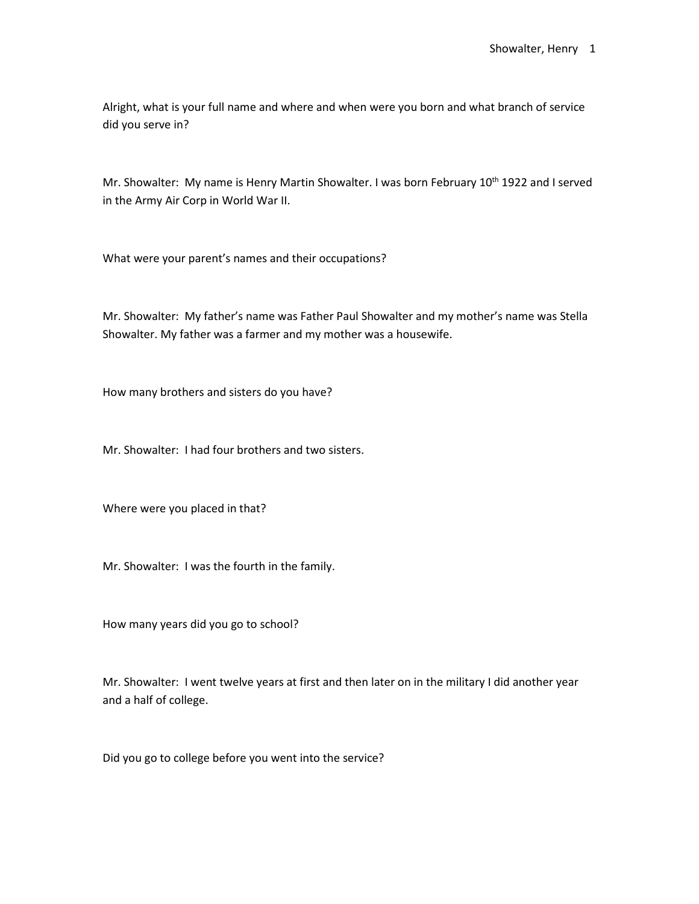Alright, what is your full name and where and when were you born and what branch of service did you serve in?

Mr. Showalter: My name is Henry Martin Showalter. I was born February 10th 1922 and I served in the Army Air Corp in World War II.

What were your parent's names and their occupations?

Mr. Showalter: My father's name was Father Paul Showalter and my mother's name was Stella Showalter. My father was a farmer and my mother was a housewife.

How many brothers and sisters do you have?

Mr. Showalter: I had four brothers and two sisters.

Where were you placed in that?

Mr. Showalter: I was the fourth in the family.

How many years did you go to school?

Mr. Showalter: I went twelve years at first and then later on in the military I did another year and a half of college.

Did you go to college before you went into the service?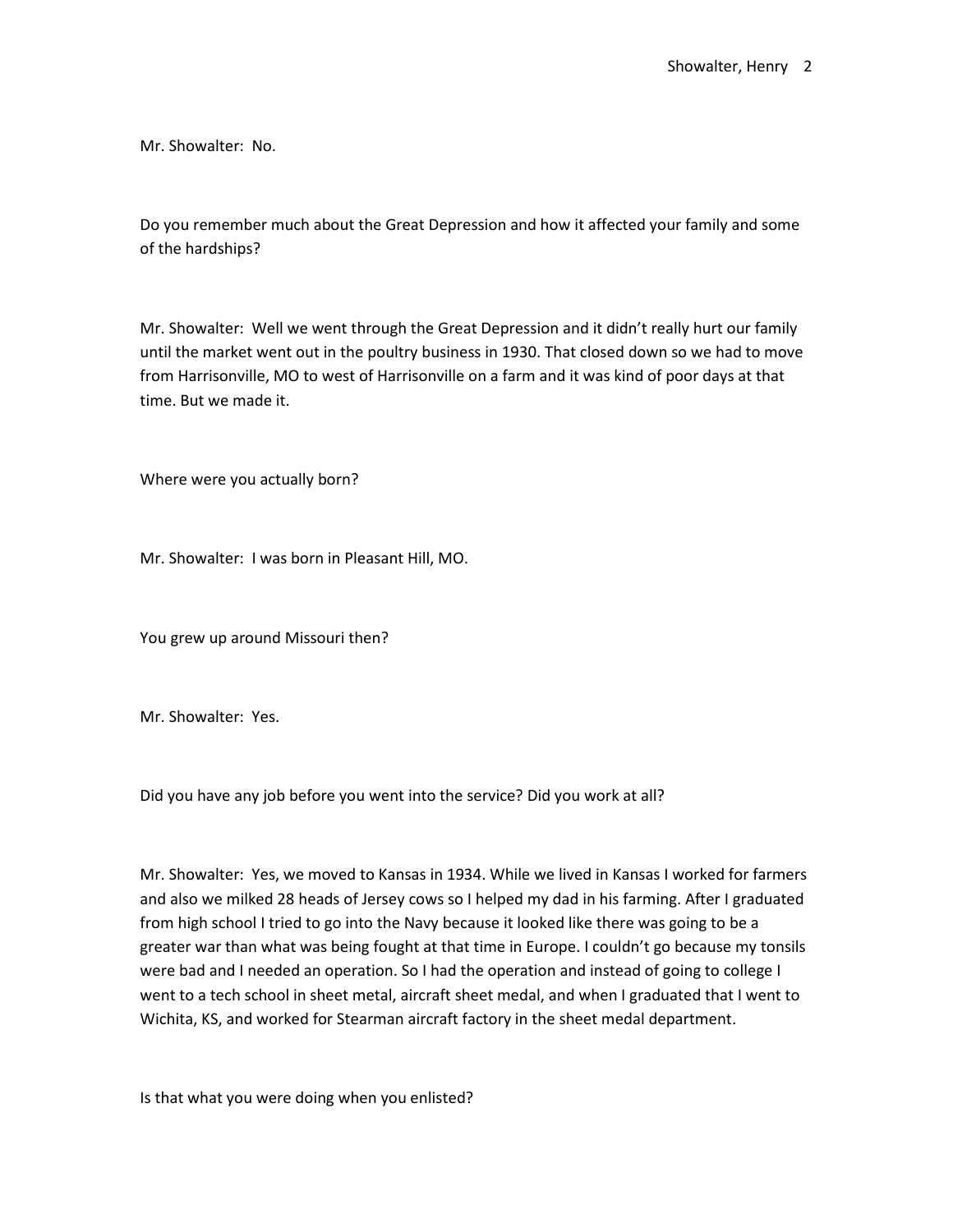Mr. Showalter: No.

Do you remember much about the Great Depression and how it affected your family and some of the hardships?

Mr. Showalter: Well we went through the Great Depression and it didn't really hurt our family until the market went out in the poultry business in 1930. That closed down so we had to move from Harrisonville, MO to west of Harrisonville on a farm and it was kind of poor days at that time. But we made it.

Where were you actually born?

Mr. Showalter: I was born in Pleasant Hill, MO.

You grew up around Missouri then?

Mr. Showalter: Yes.

Did you have any job before you went into the service? Did you work at all?

Mr. Showalter: Yes, we moved to Kansas in 1934. While we lived in Kansas I worked for farmers and also we milked 28 heads of Jersey cows so I helped my dad in his farming. After I graduated from high school I tried to go into the Navy because it looked like there was going to be a greater war than what was being fought at that time in Europe. I couldn't go because my tonsils were bad and I needed an operation. So I had the operation and instead of going to college I went to a tech school in sheet metal, aircraft sheet medal, and when I graduated that I went to Wichita, KS, and worked for Stearman aircraft factory in the sheet medal department.

Is that what you were doing when you enlisted?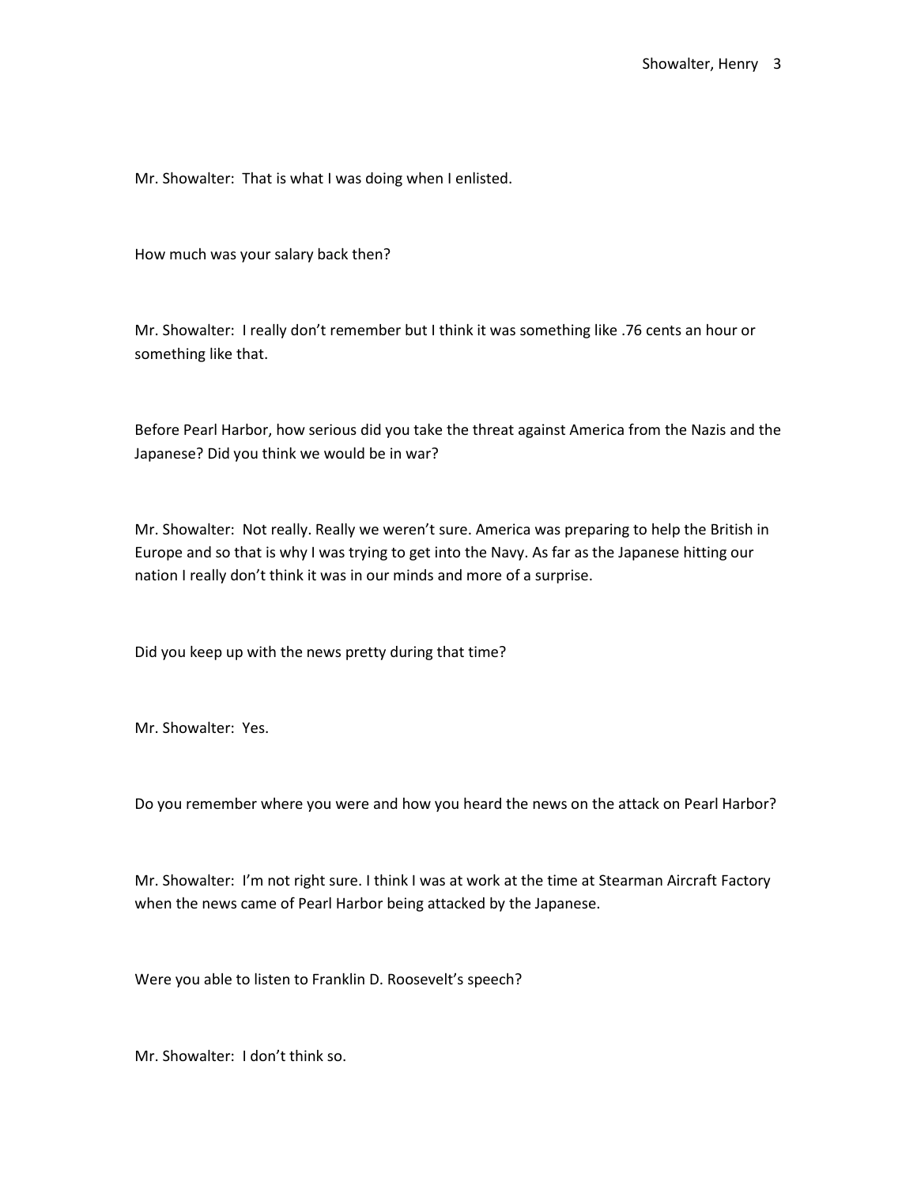Mr. Showalter: That is what I was doing when I enlisted.

How much was your salary back then?

Mr. Showalter: I really don't remember but I think it was something like .76 cents an hour or something like that.

Before Pearl Harbor, how serious did you take the threat against America from the Nazis and the Japanese? Did you think we would be in war?

Mr. Showalter: Not really. Really we weren't sure. America was preparing to help the British in Europe and so that is why I was trying to get into the Navy. As far as the Japanese hitting our nation I really don't think it was in our minds and more of a surprise.

Did you keep up with the news pretty during that time?

Mr. Showalter: Yes.

Do you remember where you were and how you heard the news on the attack on Pearl Harbor?

Mr. Showalter: I'm not right sure. I think I was at work at the time at Stearman Aircraft Factory when the news came of Pearl Harbor being attacked by the Japanese.

Were you able to listen to Franklin D. Roosevelt's speech?

Mr. Showalter: I don't think so.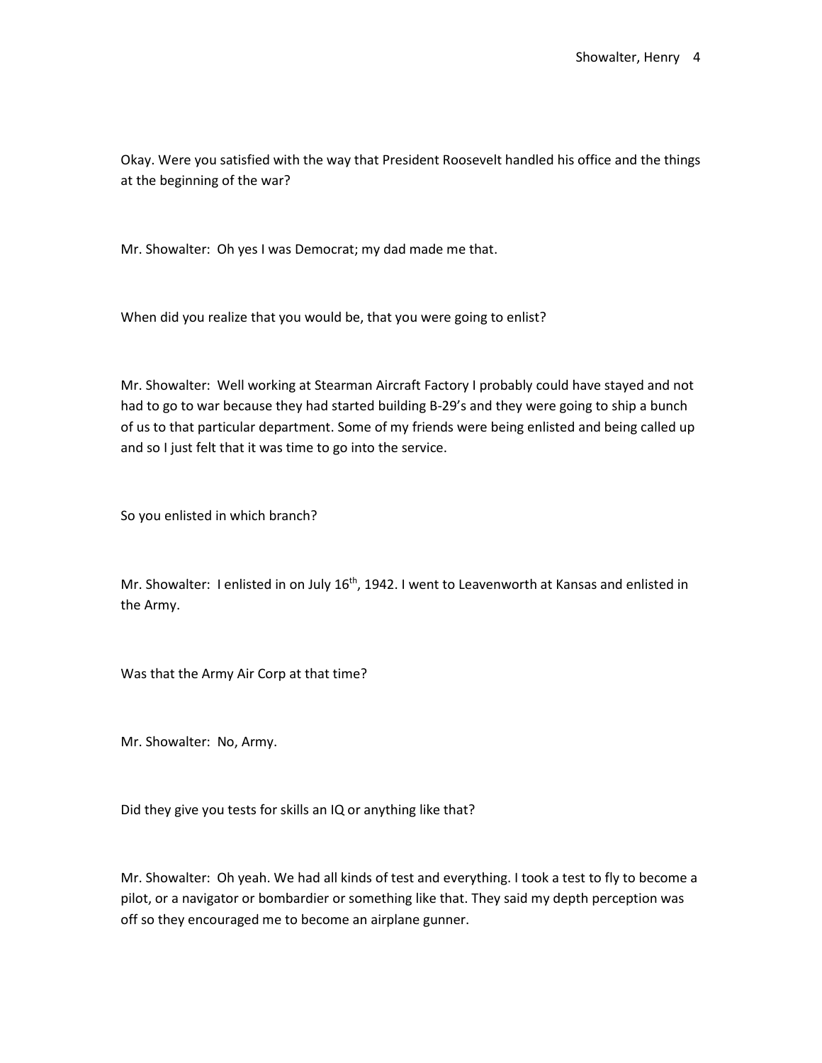Okay. Were you satisfied with the way that President Roosevelt handled his office and the things at the beginning of the war?

Mr. Showalter: Oh yes I was Democrat; my dad made me that.

When did you realize that you would be, that you were going to enlist?

Mr. Showalter: Well working at Stearman Aircraft Factory I probably could have stayed and not had to go to war because they had started building B-29's and they were going to ship a bunch of us to that particular department. Some of my friends were being enlisted and being called up and so I just felt that it was time to go into the service.

So you enlisted in which branch?

Mr. Showalter: I enlisted in on July 16th, 1942. I went to Leavenworth at Kansas and enlisted in the Army.

Was that the Army Air Corp at that time?

Mr. Showalter: No, Army.

Did they give you tests for skills an IQ or anything like that?

Mr. Showalter: Oh yeah. We had all kinds of test and everything. I took a test to fly to become a pilot, or a navigator or bombardier or something like that. They said my depth perception was off so they encouraged me to become an airplane gunner.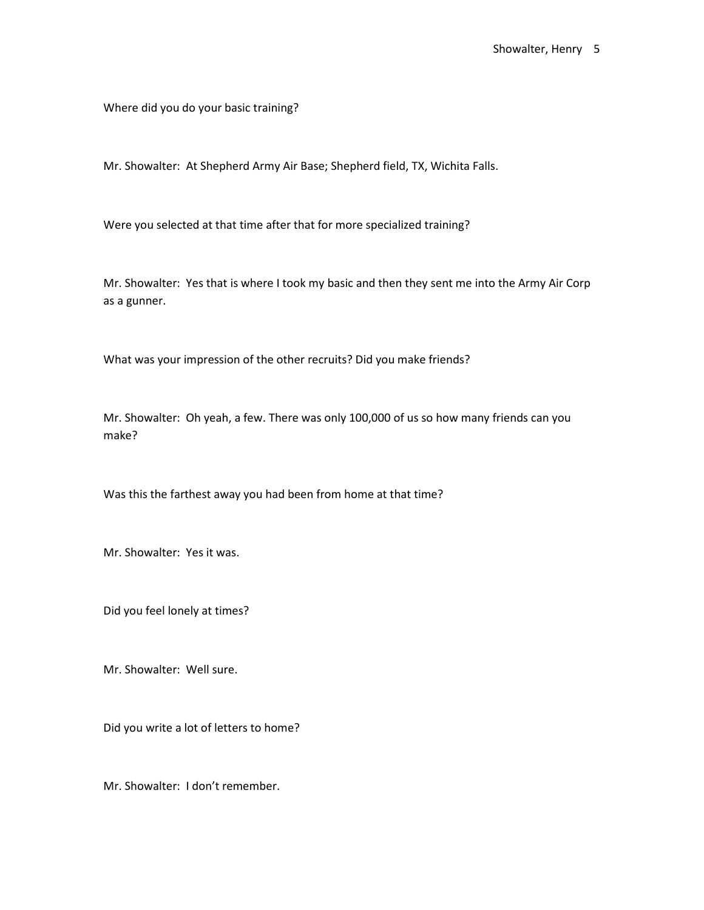Where did you do your basic training?

Mr. Showalter: At Shepherd Army Air Base; Shepherd field, TX, Wichita Falls.

Were you selected at that time after that for more specialized training?

Mr. Showalter: Yes that is where I took my basic and then they sent me into the Army Air Corp as a gunner.

What was your impression of the other recruits? Did you make friends?

Mr. Showalter: Oh yeah, a few. There was only 100,000 of us so how many friends can you make?

Was this the farthest away you had been from home at that time?

Mr. Showalter: Yes it was.

Did you feel lonely at times?

Mr. Showalter: Well sure.

Did you write a lot of letters to home?

Mr. Showalter: I don't remember.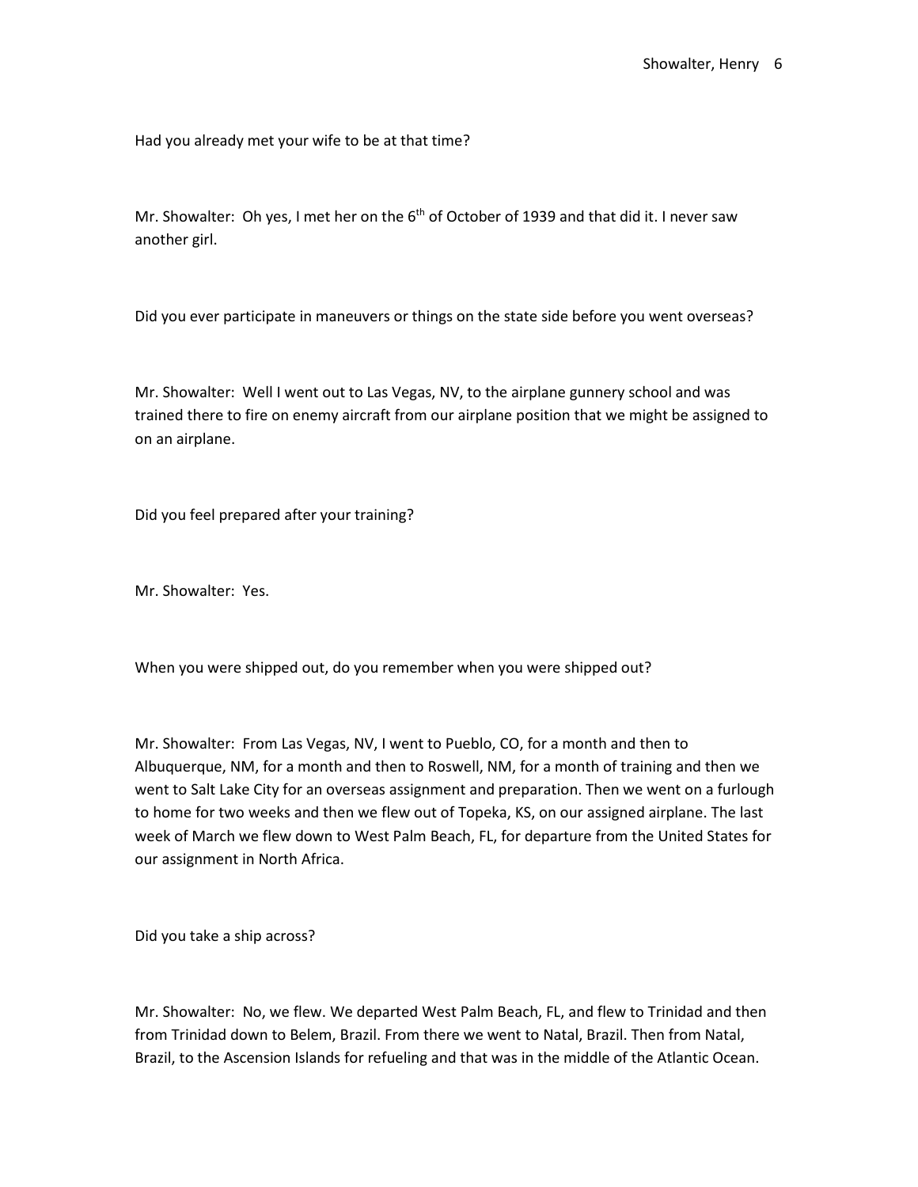Had you already met your wife to be at that time?

Mr. Showalter: Oh yes, I met her on the 6th of October of 1939 and that did it. I never saw another girl.

Did you ever participate in maneuvers or things on the state side before you went overseas?

Mr. Showalter: Well I went out to Las Vegas, NV, to the airplane gunnery school and was trained there to fire on enemy aircraft from our airplane position that we might be assigned to on an airplane.

Did you feel prepared after your training?

Mr. Showalter: Yes.

When you were shipped out, do you remember when you were shipped out?

Mr. Showalter: From Las Vegas, NV, I went to Pueblo, CO, for a month and then to Albuquerque, NM, for a month and then to Roswell, NM, for a month of training and then we went to Salt Lake City for an overseas assignment and preparation. Then we went on a furlough to home for two weeks and then we flew out of Topeka, KS, on our assigned airplane. The last week of March we flew down to West Palm Beach, FL, for departure from the United States for our assignment in North Africa.

Did you take a ship across?

Mr. Showalter: No, we flew. We departed West Palm Beach, FL, and flew to Trinidad and then from Trinidad down to Belem, Brazil. From there we went to Natal, Brazil. Then from Natal, Brazil, to the Ascension Islands for refueling and that was in the middle of the Atlantic Ocean.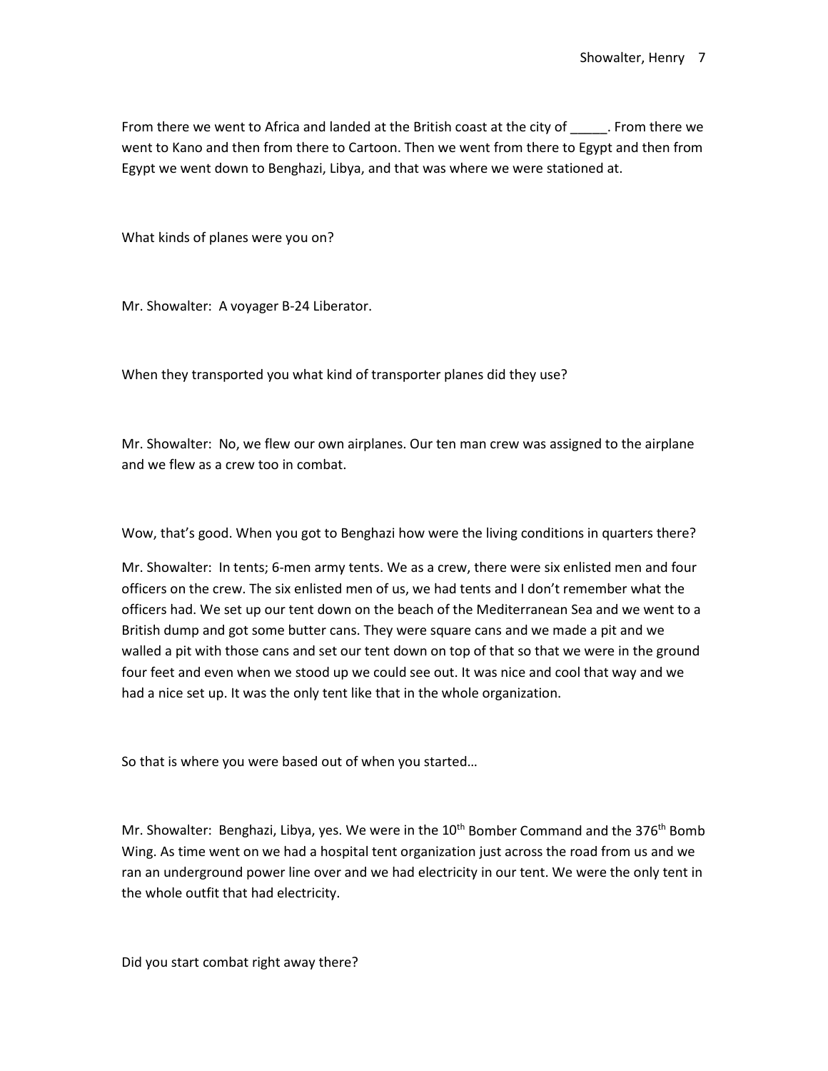From there we went to Africa and landed at the British coast at the city of _____. From there we went to Kano and then from there to Cartoon. Then we went from there to Egypt and then from Egypt we went down to Benghazi, Libya, and that was where we were stationed at.

What kinds of planes were you on?

Mr. Showalter: A voyager B-24 Liberator.

When they transported you what kind of transporter planes did they use?

Mr. Showalter: No, we flew our own airplanes. Our ten man crew was assigned to the airplane and we flew as a crew too in combat.

Wow, that's good. When you got to Benghazi how were the living conditions in quarters there?

Mr. Showalter: In tents; 6-men army tents. We as a crew, there were six enlisted men and four officers on the crew. The six enlisted men of us, we had tents and I don't remember what the officers had. We set up our tent down on the beach of the Mediterranean Sea and we went to a British dump and got some butter cans. They were square cans and we made a pit and we walled a pit with those cans and set our tent down on top of that so that we were in the ground four feet and even when we stood up we could see out. It was nice and cool that way and we had a nice set up. It was the only tent like that in the whole organization.

So that is where you were based out of when you started…

Mr. Showalter: Benghazi, Libya, yes. We were in the 10th Bomber Command and the 376th Bomb Wing. As time went on we had a hospital tent organization just across the road from us and we ran an underground power line over and we had electricity in our tent. We were the only tent in the whole outfit that had electricity.

Did you start combat right away there?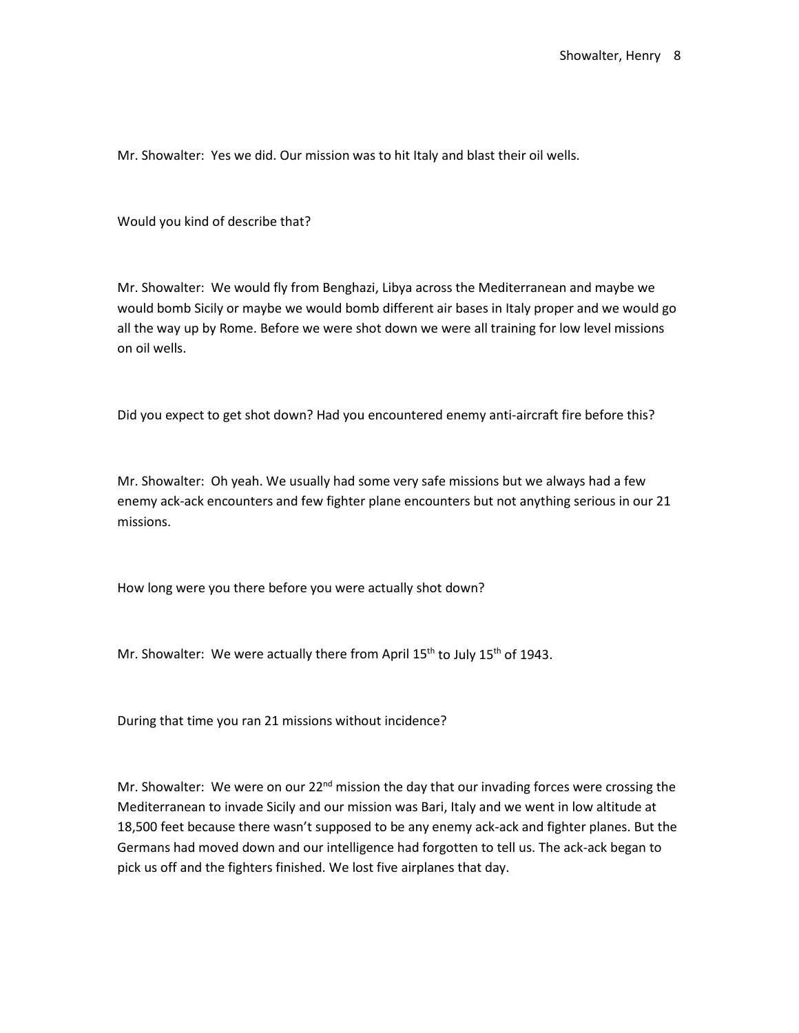Mr. Showalter: Yes we did. Our mission was to hit Italy and blast their oil wells.

Would you kind of describe that?

Mr. Showalter: We would fly from Benghazi, Libya across the Mediterranean and maybe we would bomb Sicily or maybe we would bomb different air bases in Italy proper and we would go all the way up by Rome. Before we were shot down we were all training for low level missions on oil wells.

Did you expect to get shot down? Had you encountered enemy anti-aircraft fire before this?

Mr. Showalter: Oh yeah. We usually had some very safe missions but we always had a few enemy ack-ack encounters and few fighter plane encounters but not anything serious in our 21 missions.

How long were you there before you were actually shot down?

Mr. Showalter: We were actually there from April 15th to July 15th of 1943.

During that time you ran 21 missions without incidence?

Mr. Showalter: We were on our 22nd mission the day that our invading forces were crossing the Mediterranean to invade Sicily and our mission was Bari, Italy and we went in low altitude at 18,500 feet because there wasn't supposed to be any enemy ack-ack and fighter planes. But the Germans had moved down and our intelligence had forgotten to tell us. The ack-ack began to pick us off and the fighters finished. We lost five airplanes that day.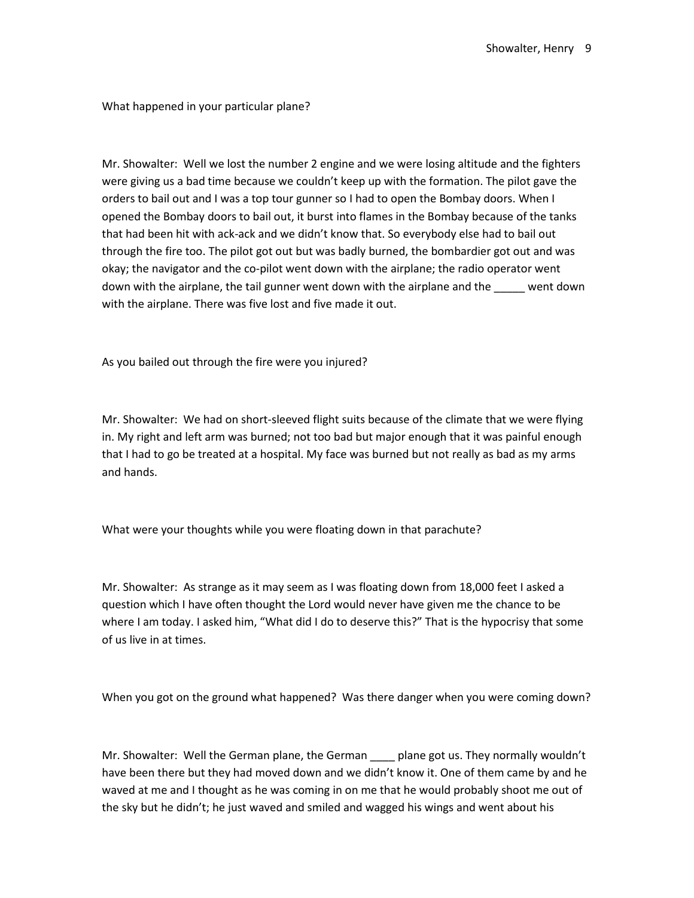What happened in your particular plane?

Mr. Showalter: Well we lost the number 2 engine and we were losing altitude and the fighters were giving us a bad time because we couldn't keep up with the formation. The pilot gave the orders to bail out and I was a top tour gunner so I had to open the Bombay doors. When I opened the Bombay doors to bail out, it burst into flames in the Bombay because of the tanks that had been hit with ack-ack and we didn't know that. So everybody else had to bail out through the fire too. The pilot got out but was badly burned, the bombardier got out and was okay; the navigator and the co-pilot went down with the airplane; the radio operator went down with the airplane, the tail gunner went down with the airplane and the _____ went down with the airplane. There was five lost and five made it out.

As you bailed out through the fire were you injured?

Mr. Showalter: We had on short-sleeved flight suits because of the climate that we were flying in. My right and left arm was burned; not too bad but major enough that it was painful enough that I had to go be treated at a hospital. My face was burned but not really as bad as my arms and hands.

What were your thoughts while you were floating down in that parachute?

Mr. Showalter: As strange as it may seem as I was floating down from 18,000 feet I asked a question which I have often thought the Lord would never have given me the chance to be where I am today. I asked him, "What did I do to deserve this?" That is the hypocrisy that some of us live in at times.

When you got on the ground what happened? Was there danger when you were coming down?

Mr. Showalter: Well the German plane, the German ____ plane got us. They normally wouldn't have been there but they had moved down and we didn't know it. One of them came by and he waved at me and I thought as he was coming in on me that he would probably shoot me out of the sky but he didn't; he just waved and smiled and wagged his wings and went about his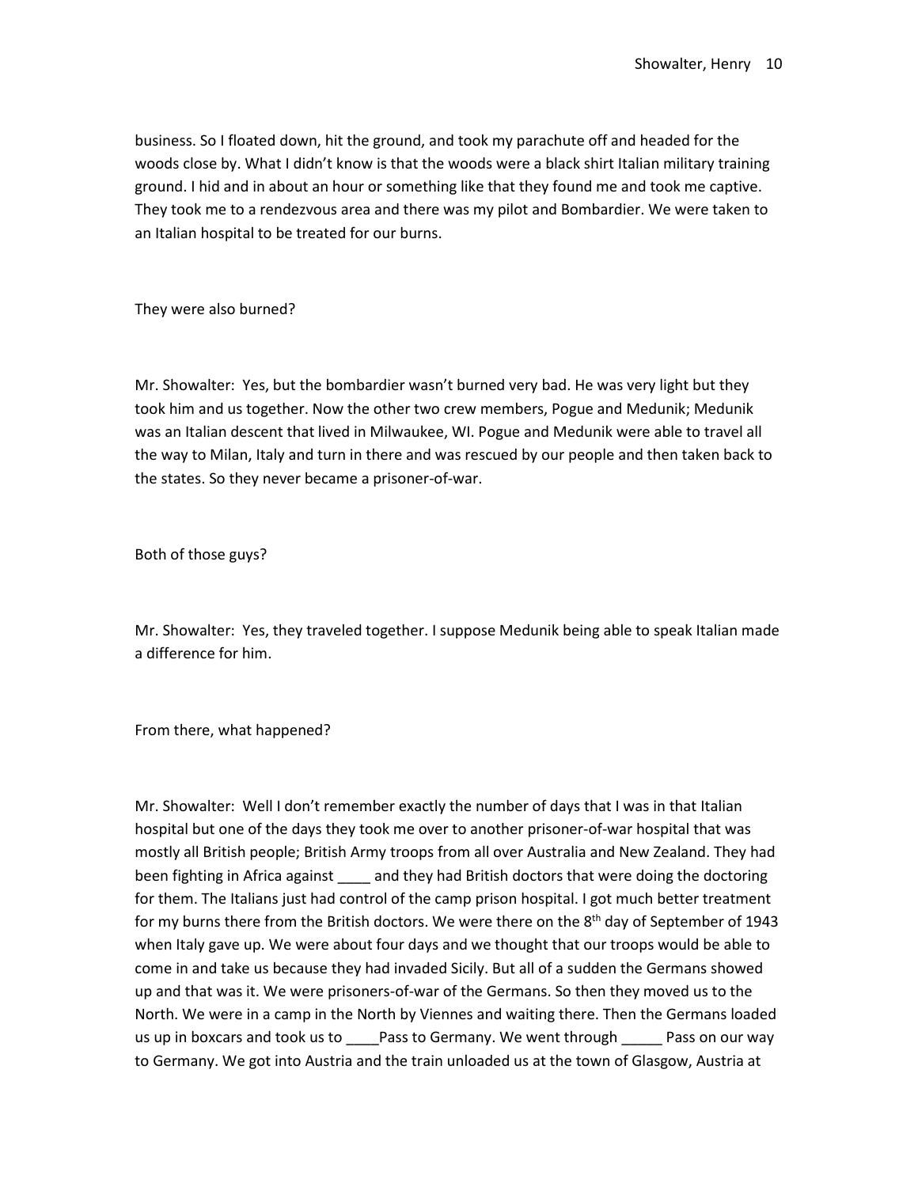business. So I floated down, hit the ground, and took my parachute off and headed for the woods close by. What I didn't know is that the woods were a black shirt Italian military training ground. I hid and in about an hour or something like that they found me and took me captive. They took me to a rendezvous area and there was my pilot and Bombardier. We were taken to an Italian hospital to be treated for our burns.

They were also burned?

Mr. Showalter: Yes, but the bombardier wasn't burned very bad. He was very light but they took him and us together. Now the other two crew members, Pogue and Medunik; Medunik was an Italian descent that lived in Milwaukee, WI. Pogue and Medunik were able to travel all the way to Milan, Italy and turn in there and was rescued by our people and then taken back to the states. So they never became a prisoner-of-war.

Both of those guys?

Mr. Showalter: Yes, they traveled together. I suppose Medunik being able to speak Italian made a difference for him.

From there, what happened?

Mr. Showalter: Well I don't remember exactly the number of days that I was in that Italian hospital but one of the days they took me over to another prisoner-of-war hospital that was mostly all British people; British Army troops from all over Australia and New Zealand. They had been fighting in Africa against ____ and they had British doctors that were doing the doctoring for them. The Italians just had control of the camp prison hospital. I got much better treatment for my burns there from the British doctors. We were there on the 8th day of September of 1943 when Italy gave up. We were about four days and we thought that our troops would be able to come in and take us because they had invaded Sicily. But all of a sudden the Germans showed up and that was it. We were prisoners-of-war of the Germans. So then they moved us to the North. We were in a camp in the North by Viennes and waiting there. Then the Germans loaded us up in boxcars and took us to ____Pass to Germany. We went through _____ Pass on our way to Germany. We got into Austria and the train unloaded us at the town of Glasgow, Austria at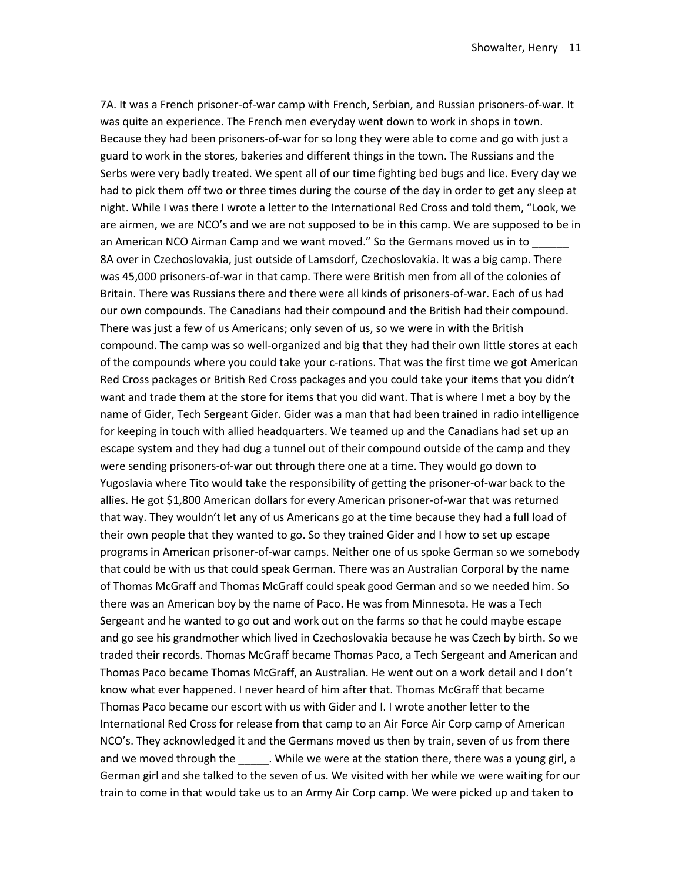7A. It was a French prisoner-of-war camp with French, Serbian, and Russian prisoners-of-war. It was quite an experience. The French men everyday went down to work in shops in town. Because they had been prisoners-of-war for so long they were able to come and go with just a guard to work in the stores, bakeries and different things in the town. The Russians and the Serbs were very badly treated. We spent all of our time fighting bed bugs and lice. Every day we had to pick them off two or three times during the course of the day in order to get any sleep at night. While I was there I wrote a letter to the International Red Cross and told them, "Look, we are airmen, we are NCO's and we are not supposed to be in this camp. We are supposed to be in an American NCO Airman Camp and we want moved." So the Germans moved us in to ______ 8A over in Czechoslovakia, just outside of Lamsdorf, Czechoslovakia. It was a big camp. There was 45,000 prisoners-of-war in that camp. There were British men from all of the colonies of Britain. There was Russians there and there were all kinds of prisoners-of-war. Each of us had our own compounds. The Canadians had their compound and the British had their compound. There was just a few of us Americans; only seven of us, so we were in with the British compound. The camp was so well-organized and big that they had their own little stores at each of the compounds where you could take your c-rations. That was the first time we got American Red Cross packages or British Red Cross packages and you could take your items that you didn't want and trade them at the store for items that you did want. That is where I met a boy by the name of Gider, Tech Sergeant Gider. Gider was a man that had been trained in radio intelligence for keeping in touch with allied headquarters. We teamed up and the Canadians had set up an escape system and they had dug a tunnel out of their compound outside of the camp and they were sending prisoners-of-war out through there one at a time. They would go down to Yugoslavia where Tito would take the responsibility of getting the prisoner-of-war back to the allies. He got $1,800 American dollars for every American prisoner-of-war that was returned that way. They wouldn't let any of us Americans go at the time because they had a full load of their own people that they wanted to go. So they trained Gider and I how to set up escape programs in American prisoner-of-war camps. Neither one of us spoke German so we somebody that could be with us that could speak German. There was an Australian Corporal by the name of Thomas McGraff and Thomas McGraff could speak good German and so we needed him. So there was an American boy by the name of Paco. He was from Minnesota. He was a Tech Sergeant and he wanted to go out and work out on the farms so that he could maybe escape and go see his grandmother which lived in Czechoslovakia because he was Czech by birth. So we traded their records. Thomas McGraff became Thomas Paco, a Tech Sergeant and American and Thomas Paco became Thomas McGraff, an Australian. He went out on a work detail and I don't know what ever happened. I never heard of him after that. Thomas McGraff that became Thomas Paco became our escort with us with Gider and I. I wrote another letter to the International Red Cross for release from that camp to an Air Force Air Corp camp of American NCO's. They acknowledged it and the Germans moved us then by train, seven of us from there and we moved through the _____. While we were at the station there, there was a young girl, a German girl and she talked to the seven of us. We visited with her while we were waiting for our train to come in that would take us to an Army Air Corp camp. We were picked up and taken to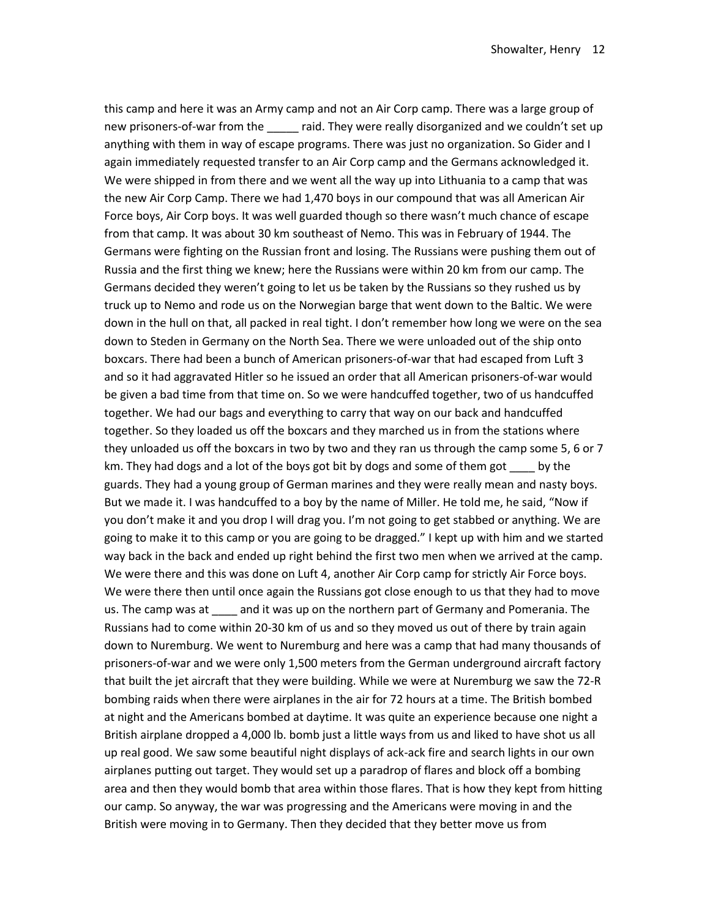this camp and here it was an Army camp and not an Air Corp camp. There was a large group of new prisoners-of-war from the _____ raid. They were really disorganized and we couldn't set up anything with them in way of escape programs. There was just no organization. So Gider and I again immediately requested transfer to an Air Corp camp and the Germans acknowledged it. We were shipped in from there and we went all the way up into Lithuania to a camp that was the new Air Corp Camp. There we had 1,470 boys in our compound that was all American Air Force boys, Air Corp boys. It was well guarded though so there wasn't much chance of escape from that camp. It was about 30 km southeast of Nemo. This was in February of 1944. The Germans were fighting on the Russian front and losing. The Russians were pushing them out of Russia and the first thing we knew; here the Russians were within 20 km from our camp. The Germans decided they weren't going to let us be taken by the Russians so they rushed us by truck up to Nemo and rode us on the Norwegian barge that went down to the Baltic. We were down in the hull on that, all packed in real tight. I don't remember how long we were on the sea down to Steden in Germany on the North Sea. There we were unloaded out of the ship onto boxcars. There had been a bunch of American prisoners-of-war that had escaped from Luft 3 and so it had aggravated Hitler so he issued an order that all American prisoners-of-war would be given a bad time from that time on. So we were handcuffed together, two of us handcuffed together. We had our bags and everything to carry that way on our back and handcuffed together. So they loaded us off the boxcars and they marched us in from the stations where they unloaded us off the boxcars in two by two and they ran us through the camp some 5, 6 or 7 km. They had dogs and a lot of the boys got bit by dogs and some of them got ____ by the guards. They had a young group of German marines and they were really mean and nasty boys. But we made it. I was handcuffed to a boy by the name of Miller. He told me, he said, "Now if you don't make it and you drop I will drag you. I'm not going to get stabbed or anything. We are going to make it to this camp or you are going to be dragged." I kept up with him and we started way back in the back and ended up right behind the first two men when we arrived at the camp. We were there and this was done on Luft 4, another Air Corp camp for strictly Air Force boys. We were there then until once again the Russians got close enough to us that they had to move us. The camp was at ____ and it was up on the northern part of Germany and Pomerania. The Russians had to come within 20-30 km of us and so they moved us out of there by train again down to Nuremburg. We went to Nuremburg and here was a camp that had many thousands of prisoners-of-war and we were only 1,500 meters from the German underground aircraft factory that built the jet aircraft that they were building. While we were at Nuremburg we saw the 72-R bombing raids when there were airplanes in the air for 72 hours at a time. The British bombed at night and the Americans bombed at daytime. It was quite an experience because one night a British airplane dropped a 4,000 lb. bomb just a little ways from us and liked to have shot us all up real good. We saw some beautiful night displays of ack-ack fire and search lights in our own airplanes putting out target. They would set up a paradrop of flares and block off a bombing area and then they would bomb that area within those flares. That is how they kept from hitting our camp. So anyway, the war was progressing and the Americans were moving in and the British were moving in to Germany. Then they decided that they better move us from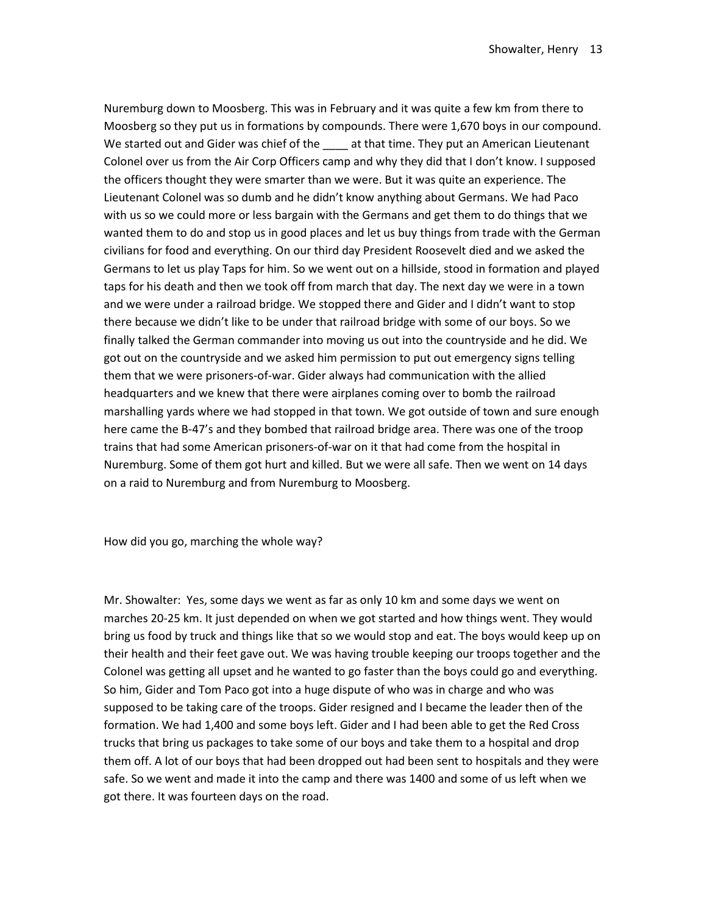Nuremburg down to Moosberg. This was in February and it was quite a few km from there to Moosberg so they put us in formations by compounds. There were 1,670 boys in our compound. We started out and Gider was chief of the ____ at that time. They put an American Lieutenant Colonel over us from the Air Corp Officers camp and why they did that I don't know. I supposed the officers thought they were smarter than we were. But it was quite an experience. The Lieutenant Colonel was so dumb and he didn't know anything about Germans. We had Paco with us so we could more or less bargain with the Germans and get them to do things that we wanted them to do and stop us in good places and let us buy things from trade with the German civilians for food and everything. On our third day President Roosevelt died and we asked the Germans to let us play Taps for him. So we went out on a hillside, stood in formation and played taps for his death and then we took off from march that day. The next day we were in a town and we were under a railroad bridge. We stopped there and Gider and I didn't want to stop there because we didn't like to be under that railroad bridge with some of our boys. So we finally talked the German commander into moving us out into the countryside and he did. We got out on the countryside and we asked him permission to put out emergency signs telling them that we were prisoners-of-war. Gider always had communication with the allied headquarters and we knew that there were airplanes coming over to bomb the railroad marshalling yards where we had stopped in that town. We got outside of town and sure enough here came the B-47's and they bombed that railroad bridge area. There was one of the troop trains that had some American prisoners-of-war on it that had come from the hospital in Nuremburg. Some of them got hurt and killed. But we were all safe. Then we went on 14 days on a raid to Nuremburg and from Nuremburg to Moosberg.

How did you go, marching the whole way?

Mr. Showalter: Yes, some days we went as far as only 10 km and some days we went on marches 20-25 km. It just depended on when we got started and how things went. They would bring us food by truck and things like that so we would stop and eat. The boys would keep up on their health and their feet gave out. We was having trouble keeping our troops together and the Colonel was getting all upset and he wanted to go faster than the boys could go and everything. So him, Gider and Tom Paco got into a huge dispute of who was in charge and who was supposed to be taking care of the troops. Gider resigned and I became the leader then of the formation. We had 1,400 and some boys left. Gider and I had been able to get the Red Cross trucks that bring us packages to take some of our boys and take them to a hospital and drop them off. A lot of our boys that had been dropped out had been sent to hospitals and they were safe. So we went and made it into the camp and there was 1400 and some of us left when we got there. It was fourteen days on the road.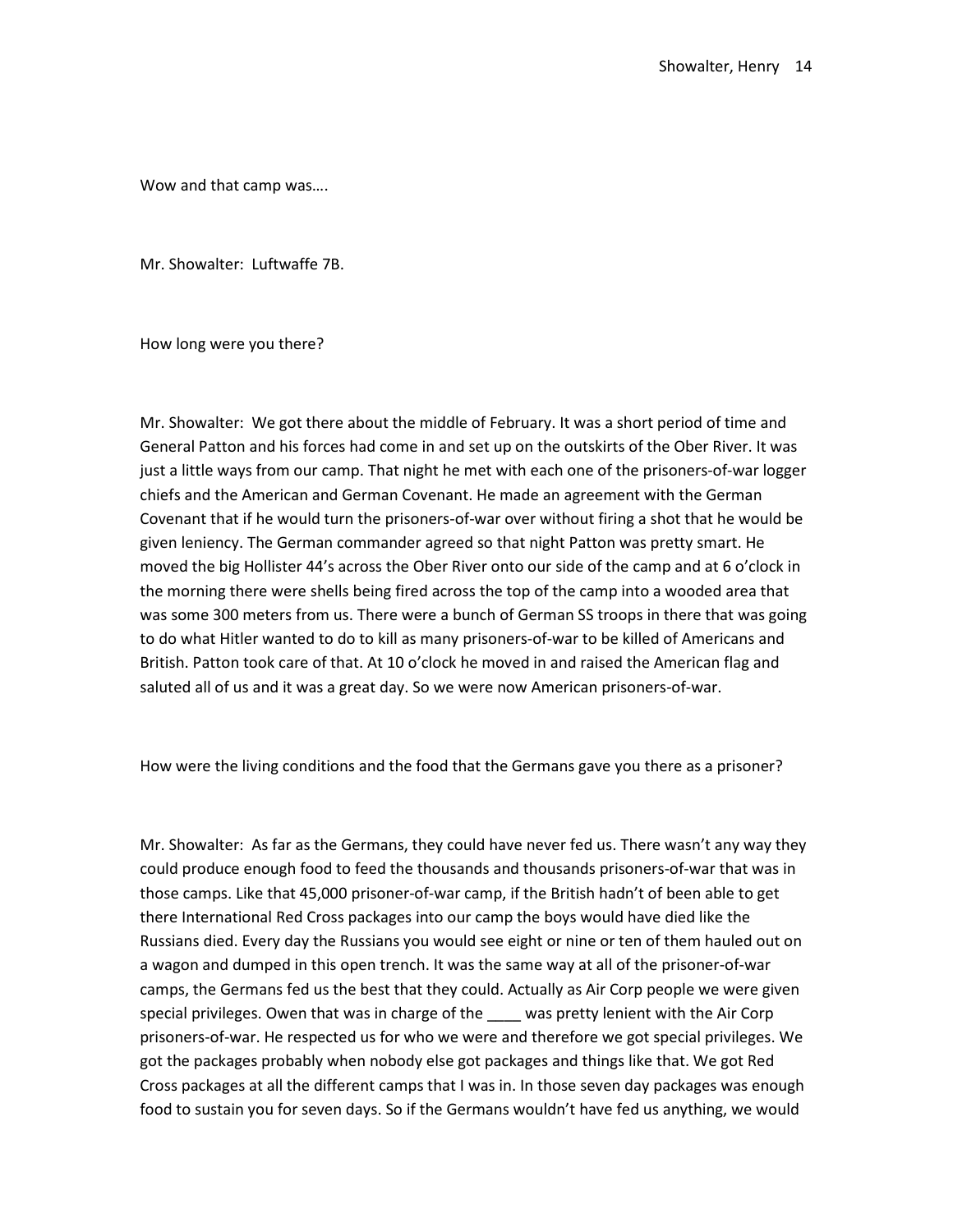Wow and that camp was….

Mr. Showalter: Luftwaffe 7B.

How long were you there?

Mr. Showalter: We got there about the middle of February. It was a short period of time and General Patton and his forces had come in and set up on the outskirts of the Ober River. It was just a little ways from our camp. That night he met with each one of the prisoners-of-war logger chiefs and the American and German Covenant. He made an agreement with the German Covenant that if he would turn the prisoners-of-war over without firing a shot that he would be given leniency. The German commander agreed so that night Patton was pretty smart. He moved the big Hollister 44's across the Ober River onto our side of the camp and at 6 o'clock in the morning there were shells being fired across the top of the camp into a wooded area that was some 300 meters from us. There were a bunch of German SS troops in there that was going to do what Hitler wanted to do to kill as many prisoners-of-war to be killed of Americans and British. Patton took care of that. At 10 o'clock he moved in and raised the American flag and saluted all of us and it was a great day. So we were now American prisoners-of-war.

How were the living conditions and the food that the Germans gave you there as a prisoner?

Mr. Showalter: As far as the Germans, they could have never fed us. There wasn't any way they could produce enough food to feed the thousands and thousands prisoners-of-war that was in those camps. Like that 45,000 prisoner-of-war camp, if the British hadn't of been able to get there International Red Cross packages into our camp the boys would have died like the Russians died. Every day the Russians you would see eight or nine or ten of them hauled out on a wagon and dumped in this open trench. It was the same way at all of the prisoner-of-war camps, the Germans fed us the best that they could. Actually as Air Corp people we were given special privileges. Owen that was in charge of the ____ was pretty lenient with the Air Corp prisoners-of-war. He respected us for who we were and therefore we got special privileges. We got the packages probably when nobody else got packages and things like that. We got Red Cross packages at all the different camps that I was in. In those seven day packages was enough food to sustain you for seven days. So if the Germans wouldn't have fed us anything, we would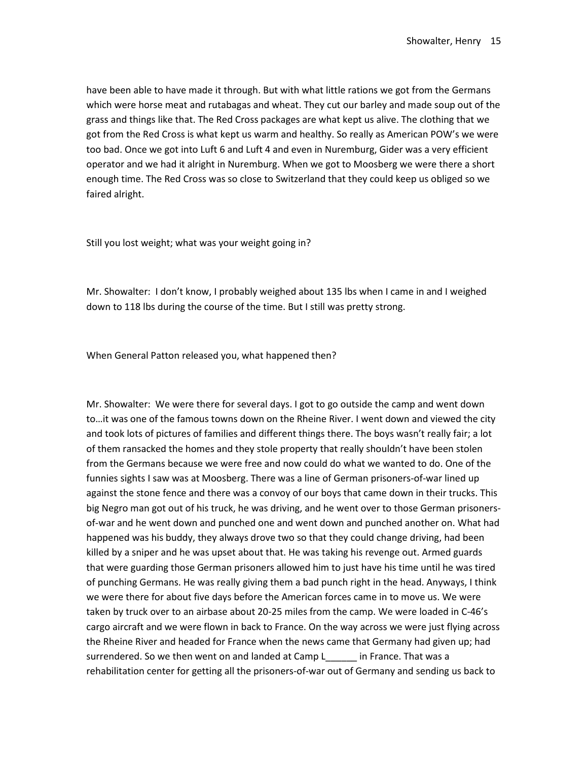have been able to have made it through. But with what little rations we got from the Germans which were horse meat and rutabagas and wheat. They cut our barley and made soup out of the grass and things like that. The Red Cross packages are what kept us alive. The clothing that we got from the Red Cross is what kept us warm and healthy. So really as American POW's we were too bad. Once we got into Luft 6 and Luft 4 and even in Nuremburg, Gider was a very efficient operator and we had it alright in Nuremburg. When we got to Moosberg we were there a short enough time. The Red Cross was so close to Switzerland that they could keep us obliged so we faired alright.

Still you lost weight; what was your weight going in?

Mr. Showalter: I don't know, I probably weighed about 135 lbs when I came in and I weighed down to 118 lbs during the course of the time. But I still was pretty strong.

When General Patton released you, what happened then?

Mr. Showalter: We were there for several days. I got to go outside the camp and went down to…it was one of the famous towns down on the Rheine River. I went down and viewed the city and took lots of pictures of families and different things there. The boys wasn't really fair; a lot of them ransacked the homes and they stole property that really shouldn't have been stolen from the Germans because we were free and now could do what we wanted to do. One of the funnies sights I saw was at Moosberg. There was a line of German prisoners-of-war lined up against the stone fence and there was a convoy of our boys that came down in their trucks. This big Negro man got out of his truck, he was driving, and he went over to those German prisoners-of-war and he went down and punched one and went down and punched another on. What had happened was his buddy, they always drove two so that they could change driving, had been killed by a sniper and he was upset about that. He was taking his revenge out. Armed guards that were guarding those German prisoners allowed him to just have his time until he was tired of punching Germans. He was really giving them a bad punch right in the head. Anyways, I think we were there for about five days before the American forces came in to move us. We were taken by truck over to an airbase about 20-25 miles from the camp. We were loaded in C-46's cargo aircraft and we were flown in back to France. On the way across we were just flying across the Rheine River and headed for France when the news came that Germany had given up; had surrendered. So we then went on and landed at Camp L______ in France. That was a rehabilitation center for getting all the prisoners-of-war out of Germany and sending us back to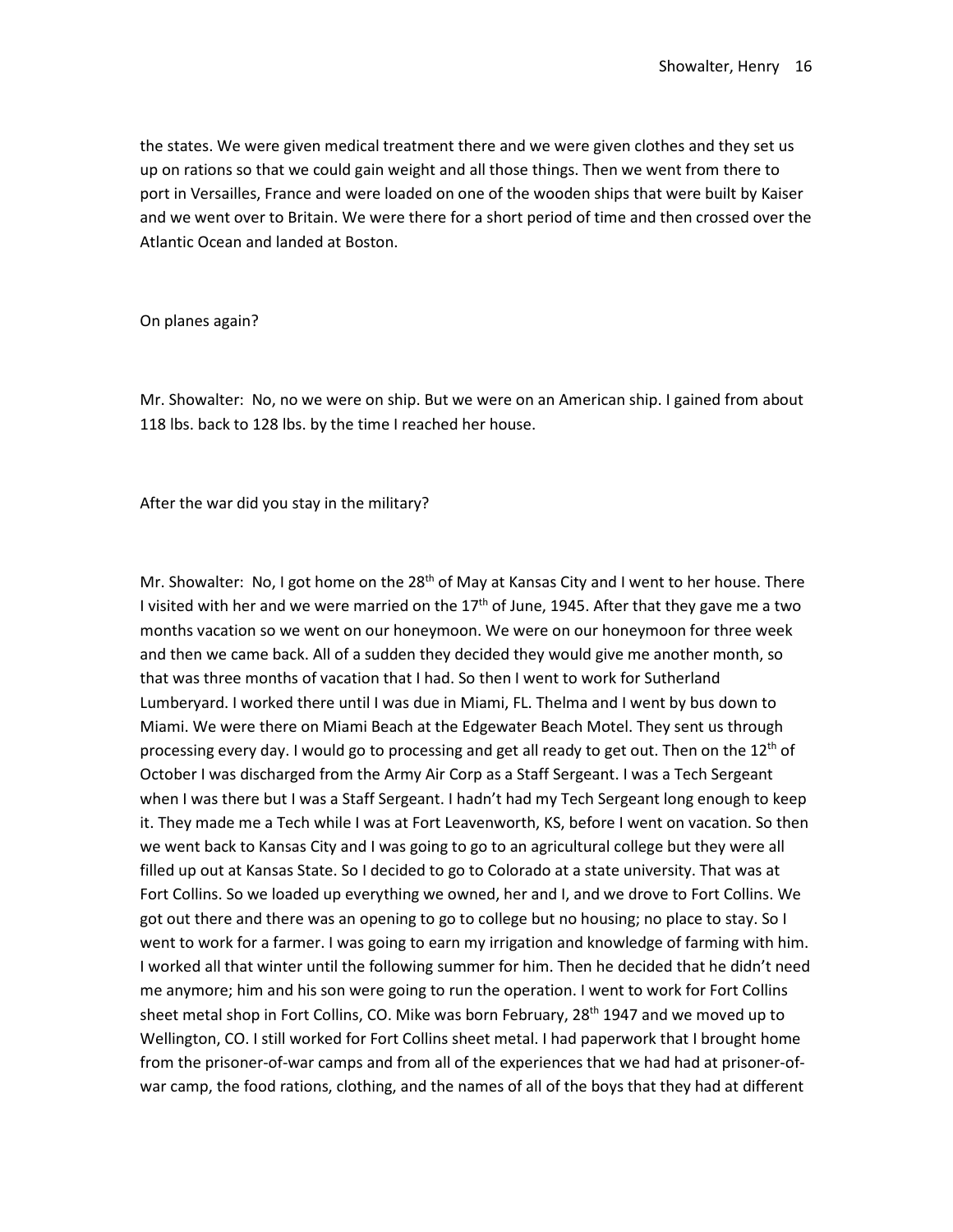the states. We were given medical treatment there and we were given clothes and they set us up on rations so that we could gain weight and all those things. Then we went from there to port in Versailles, France and were loaded on one of the wooden ships that were built by Kaiser and we went over to Britain. We were there for a short period of time and then crossed over the Atlantic Ocean and landed at Boston.

On planes again?

Mr. Showalter: No, no we were on ship. But we were on an American ship. I gained from about 118 lbs. back to 128 lbs. by the time I reached her house.

After the war did you stay in the military?

Mr. Showalter: No, I got home on the 28th of May at Kansas City and I went to her house. There I visited with her and we were married on the 17th of June, 1945. After that they gave me a two months vacation so we went on our honeymoon. We were on our honeymoon for three week and then we came back. All of a sudden they decided they would give me another month, so that was three months of vacation that I had. So then I went to work for Sutherland Lumberyard. I worked there until I was due in Miami, FL. Thelma and I went by bus down to Miami. We were there on Miami Beach at the Edgewater Beach Motel. They sent us through processing every day. I would go to processing and get all ready to get out. Then on the 12th of October I was discharged from the Army Air Corp as a Staff Sergeant. I was a Tech Sergeant when I was there but I was a Staff Sergeant. I hadn't had my Tech Sergeant long enough to keep it. They made me a Tech while I was at Fort Leavenworth, KS, before I went on vacation. So then we went back to Kansas City and I was going to go to an agricultural college but they were all filled up out at Kansas State. So I decided to go to Colorado at a state university. That was at Fort Collins. So we loaded up everything we owned, her and I, and we drove to Fort Collins. We got out there and there was an opening to go to college but no housing; no place to stay. So I went to work for a farmer. I was going to earn my irrigation and knowledge of farming with him. I worked all that winter until the following summer for him. Then he decided that he didn't need me anymore; him and his son were going to run the operation. I went to work for Fort Collins sheet metal shop in Fort Collins, CO. Mike was born February, 28th 1947 and we moved up to Wellington, CO. I still worked for Fort Collins sheet metal. I had paperwork that I brought home from the prisoner-of-war camps and from all of the experiences that we had had at prisoner-of-war camp, the food rations, clothing, and the names of all of the boys that they had at different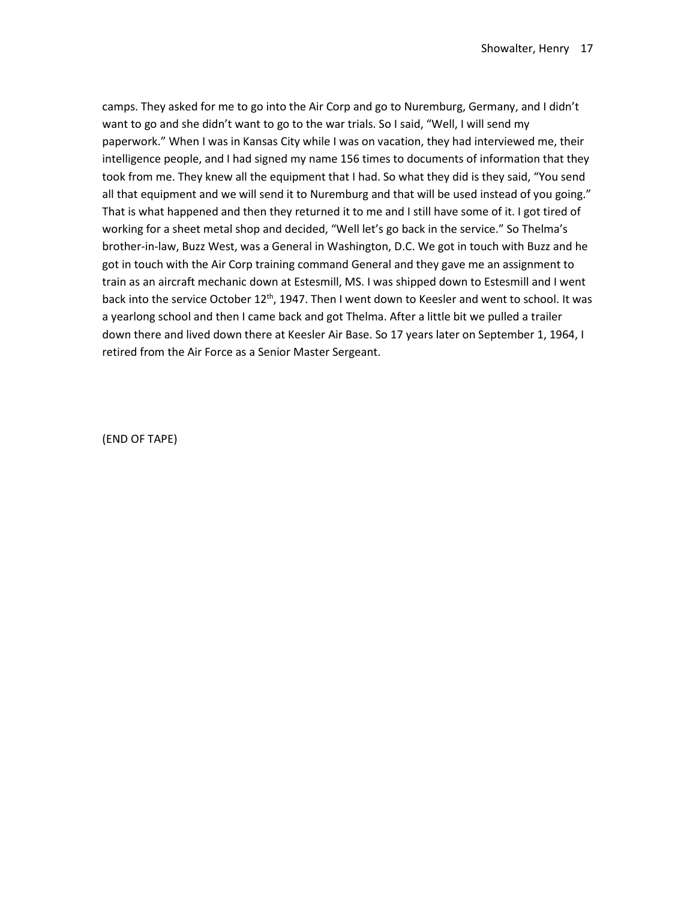camps. They asked for me to go into the Air Corp and go to Nuremburg, Germany, and I didn't want to go and she didn't want to go to the war trials. So I said, "Well, I will send my paperwork." When I was in Kansas City while I was on vacation, they had interviewed me, their intelligence people, and I had signed my name 156 times to documents of information that they took from me. They knew all the equipment that I had. So what they did is they said, "You send all that equipment and we will send it to Nuremburg and that will be used instead of you going." That is what happened and then they returned it to me and I still have some of it. I got tired of working for a sheet metal shop and decided, "Well let's go back in the service." So Thelma's brother-in-law, Buzz West, was a General in Washington, D.C. We got in touch with Buzz and he got in touch with the Air Corp training command General and they gave me an assignment to train as an aircraft mechanic down at Estesmill, MS. I was shipped down to Estesmill and I went back into the service October 12th, 1947. Then I went down to Keesler and went to school. It was a yearlong school and then I came back and got Thelma. After a little bit we pulled a trailer down there and lived down there at Keesler Air Base. So 17 years later on September 1, 1964, I retired from the Air Force as a Senior Master Sergeant.

(END OF TAPE)